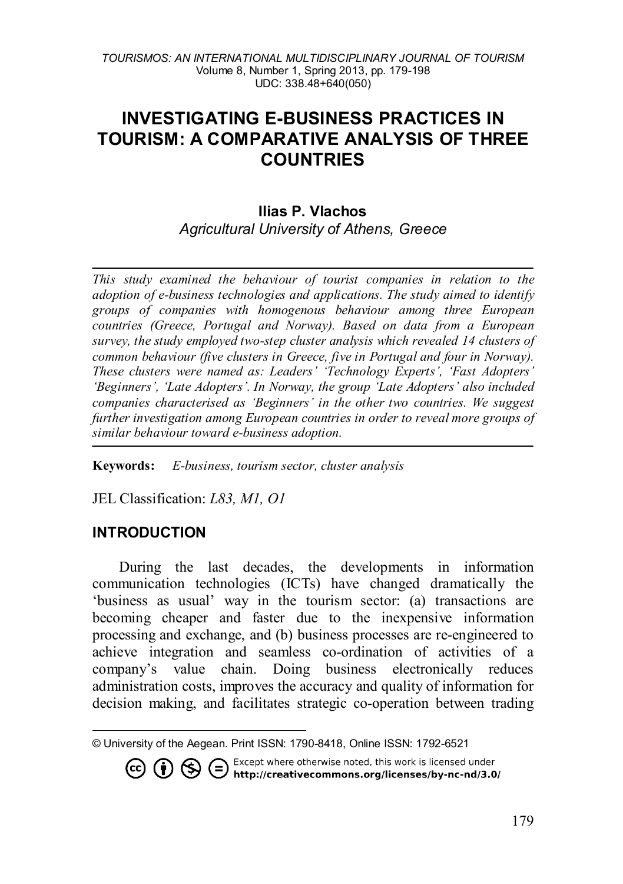# INVESTIGATING E-BUSINESS PRACTICES IN TOURISM: A COMPARATIVE ANALYSIS OF THREE COUNTRIES

**Ilias P. Vlachos**
*Agricultural University of Athens, Greece*

*This study examined the behaviour of tourist companies in relation to the adoption of e-business technologies and applications. The study aimed to identify groups of companies with homogenous behaviour among three European countries (Greece, Portugal and Norway). Based on data from a European survey, the study employed two-step cluster analysis which revealed 14 clusters of common behaviour (five clusters in Greece, five in Portugal and four in Norway). These clusters were named as: Leaders' 'Technology Experts', 'Fast Adopters' 'Beginners', 'Late Adopters'. In Norway, the group 'Late Adopters' also included companies characterised as 'Beginners' in the other two countries. We suggest further investigation among European countries in order to reveal more groups of similar behaviour toward e-business adoption.*

**Keywords:** *E-business, tourism sector, cluster analysis*

JEL Classification: *L83, M1, O1*

## INTRODUCTION

During the last decades, the developments in information communication technologies (ICTs) have changed dramatically the 'business as usual' way in the tourism sector: (a) transactions are becoming cheaper and faster due to the inexpensive information processing and exchange, and (b) business processes are re-engineered to achieve integration and seamless co-ordination of activities of a company's value chain. Doing business electronically reduces administration costs, improves the accuracy and quality of information for decision making, and facilitates strategic co-operation between trading

---

© University of the Aegean. Print ISSN: 1790-8418, Online ISSN: 1792-6521

Except where otherwise noted, this work is licensed under http://creativecommons.org/licenses/by-nc-nd/3.0/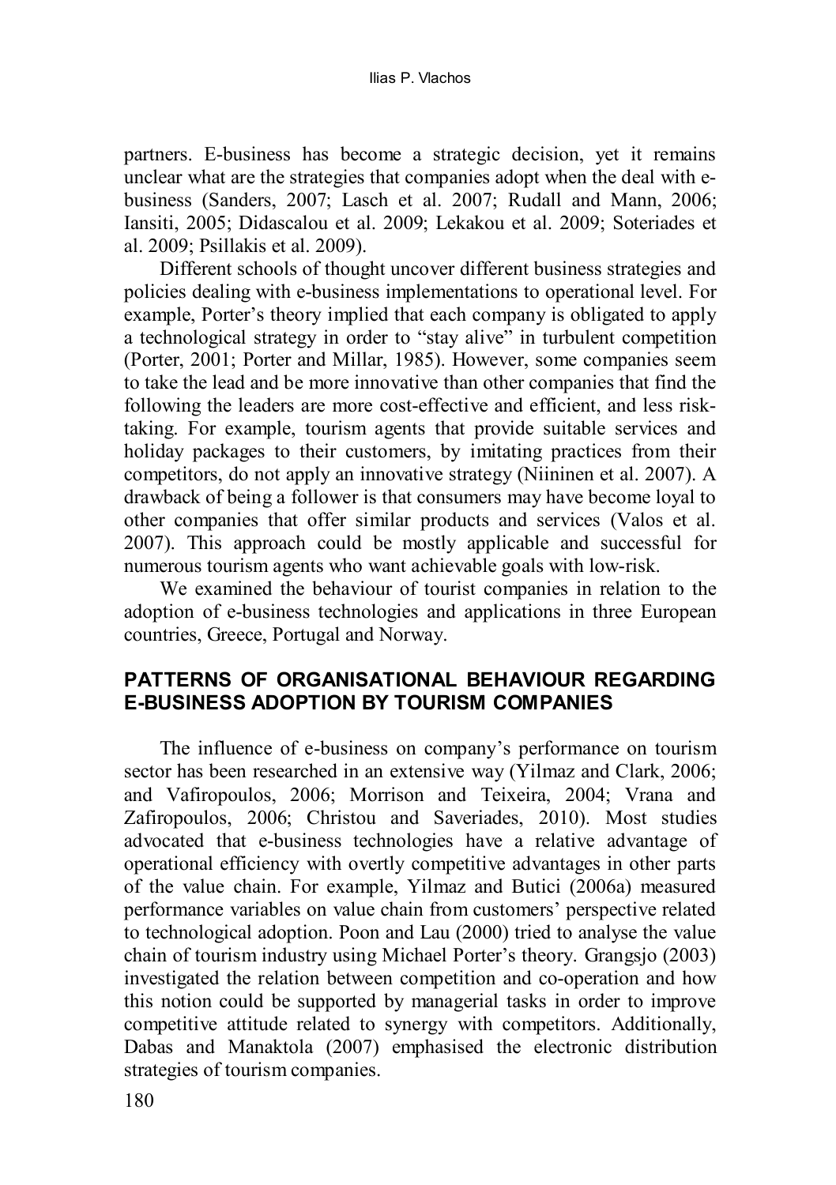partners. E-business has become a strategic decision, yet it remains unclear what are the strategies that companies adopt when the deal with e-business (Sanders, 2007; Lasch et al. 2007; Rudall and Mann, 2006; Iansiti, 2005; Didascalou et al. 2009; Lekakou et al. 2009; Soteriades et al. 2009; Psillakis et al. 2009).

Different schools of thought uncover different business strategies and policies dealing with e-business implementations to operational level. For example, Porter's theory implied that each company is obligated to apply a technological strategy in order to "stay alive" in turbulent competition (Porter, 2001; Porter and Millar, 1985). However, some companies seem to take the lead and be more innovative than other companies that find the following the leaders are more cost-effective and efficient, and less risk-taking. For example, tourism agents that provide suitable services and holiday packages to their customers, by imitating practices from their competitors, do not apply an innovative strategy (Niininen et al. 2007). A drawback of being a follower is that consumers may have become loyal to other companies that offer similar products and services (Valos et al. 2007). This approach could be mostly applicable and successful for numerous tourism agents who want achievable goals with low-risk.

We examined the behaviour of tourist companies in relation to the adoption of e-business technologies and applications in three European countries, Greece, Portugal and Norway.

## PATTERNS OF ORGANISATIONAL BEHAVIOUR REGARDING E-BUSINESS ADOPTION BY TOURISM COMPANIES

The influence of e-business on company's performance on tourism sector has been researched in an extensive way (Yilmaz and Clark, 2006; and Vafiropoulos, 2006; Morrison and Teixeira, 2004; Vrana and Zafiropoulos, 2006; Christou and Saveriades, 2010). Most studies advocated that e-business technologies have a relative advantage of operational efficiency with overtly competitive advantages in other parts of the value chain. For example, Yilmaz and Butici (2006a) measured performance variables on value chain from customers' perspective related to technological adoption. Poon and Lau (2000) tried to analyse the value chain of tourism industry using Michael Porter's theory. Grangsjo (2003) investigated the relation between competition and co-operation and how this notion could be supported by managerial tasks in order to improve competitive attitude related to synergy with competitors. Additionally, Dabas and Manaktola (2007) emphasised the electronic distribution strategies of tourism companies.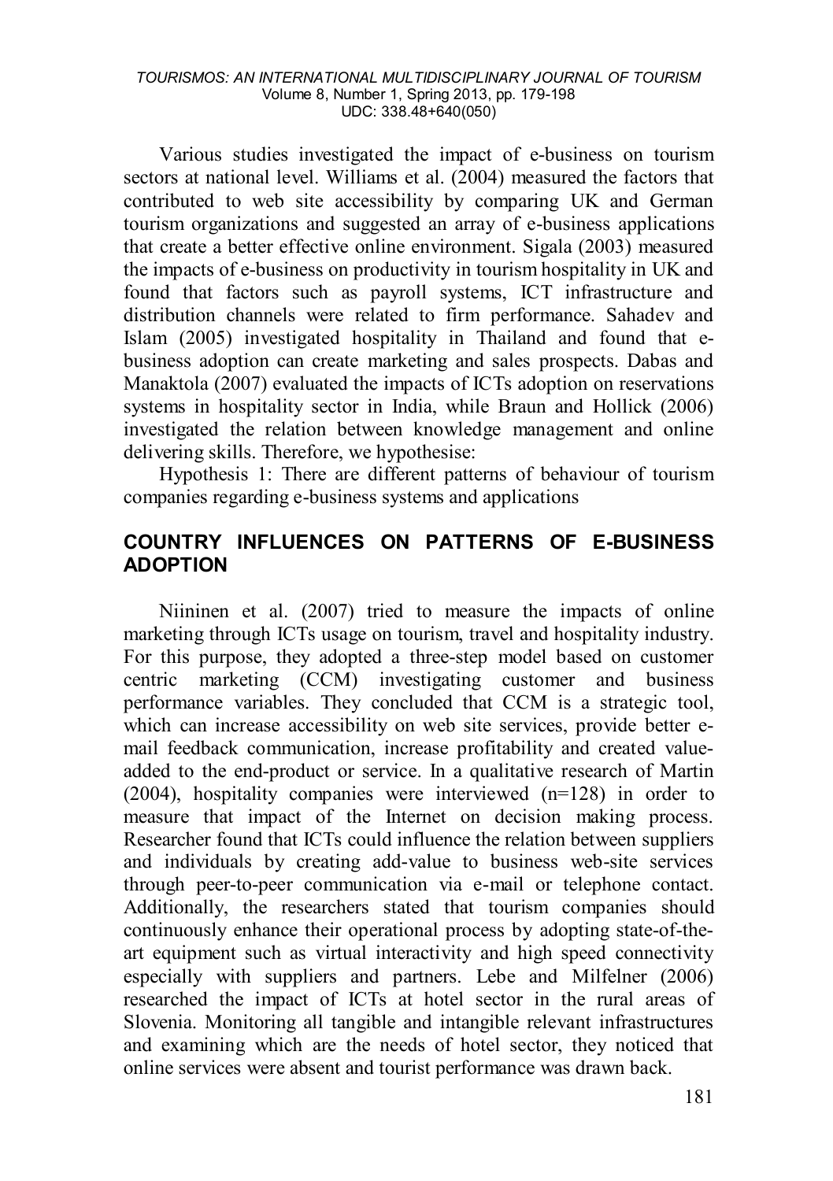Various studies investigated the impact of e-business on tourism sectors at national level. Williams et al. (2004) measured the factors that contributed to web site accessibility by comparing UK and German tourism organizations and suggested an array of e-business applications that create a better effective online environment. Sigala (2003) measured the impacts of e-business on productivity in tourism hospitality in UK and found that factors such as payroll systems, ICT infrastructure and distribution channels were related to firm performance. Sahadev and Islam (2005) investigated hospitality in Thailand and found that e-business adoption can create marketing and sales prospects. Dabas and Manaktola (2007) evaluated the impacts of ICTs adoption on reservations systems in hospitality sector in India, while Braun and Hollick (2006) investigated the relation between knowledge management and online delivering skills. Therefore, we hypothesise:

Hypothesis 1: There are different patterns of behaviour of tourism companies regarding e-business systems and applications

## COUNTRY INFLUENCES ON PATTERNS OF E-BUSINESS ADOPTION

Niininen et al. (2007) tried to measure the impacts of online marketing through ICTs usage on tourism, travel and hospitality industry. For this purpose, they adopted a three-step model based on customer centric marketing (CCM) investigating customer and business performance variables. They concluded that CCM is a strategic tool, which can increase accessibility on web site services, provide better e-mail feedback communication, increase profitability and created value-added to the end-product or service. In a qualitative research of Martin (2004), hospitality companies were interviewed (n=128) in order to measure that impact of the Internet on decision making process. Researcher found that ICTs could influence the relation between suppliers and individuals by creating add-value to business web-site services through peer-to-peer communication via e-mail or telephone contact. Additionally, the researchers stated that tourism companies should continuously enhance their operational process by adopting state-of-the-art equipment such as virtual interactivity and high speed connectivity especially with suppliers and partners. Lebe and Milfelner (2006) researched the impact of ICTs at hotel sector in the rural areas of Slovenia. Monitoring all tangible and intangible relevant infrastructures and examining which are the needs of hotel sector, they noticed that online services were absent and tourist performance was drawn back.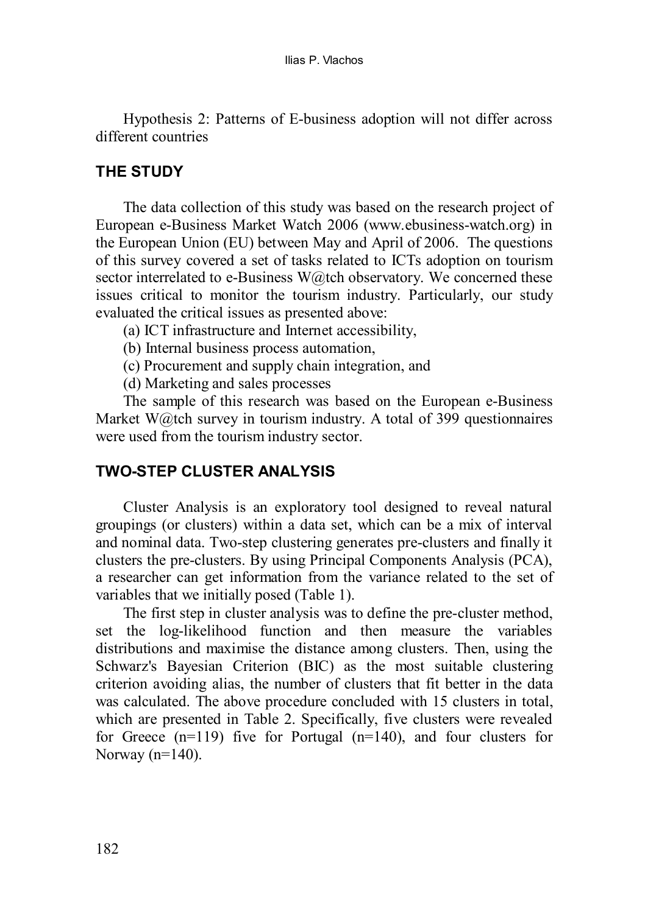Hypothesis 2: Patterns of E-business adoption will not differ across different countries

## THE STUDY

The data collection of this study was based on the research project of European e-Business Market Watch 2006 (www.ebusiness-watch.org) in the European Union (EU) between May and April of 2006. The questions of this survey covered a set of tasks related to ICTs adoption on tourism sector interrelated to e-Business W@tch observatory. We concerned these issues critical to monitor the tourism industry. Particularly, our study evaluated the critical issues as presented above:

(a) ICT infrastructure and Internet accessibility,

(b) Internal business process automation,

(c) Procurement and supply chain integration, and

(d) Marketing and sales processes

The sample of this research was based on the European e-Business Market W@tch survey in tourism industry. A total of 399 questionnaires were used from the tourism industry sector.

## TWO-STEP CLUSTER ANALYSIS

Cluster Analysis is an exploratory tool designed to reveal natural groupings (or clusters) within a data set, which can be a mix of interval and nominal data. Two-step clustering generates pre-clusters and finally it clusters the pre-clusters. By using Principal Components Analysis (PCA), a researcher can get information from the variance related to the set of variables that we initially posed (Table 1).

The first step in cluster analysis was to define the pre-cluster method, set the log-likelihood function and then measure the variables distributions and maximise the distance among clusters. Then, using the Schwarz's Bayesian Criterion (BIC) as the most suitable clustering criterion avoiding alias, the number of clusters that fit better in the data was calculated. The above procedure concluded with 15 clusters in total, which are presented in Table 2. Specifically, five clusters were revealed for Greece (n=119) five for Portugal (n=140), and four clusters for Norway (n=140).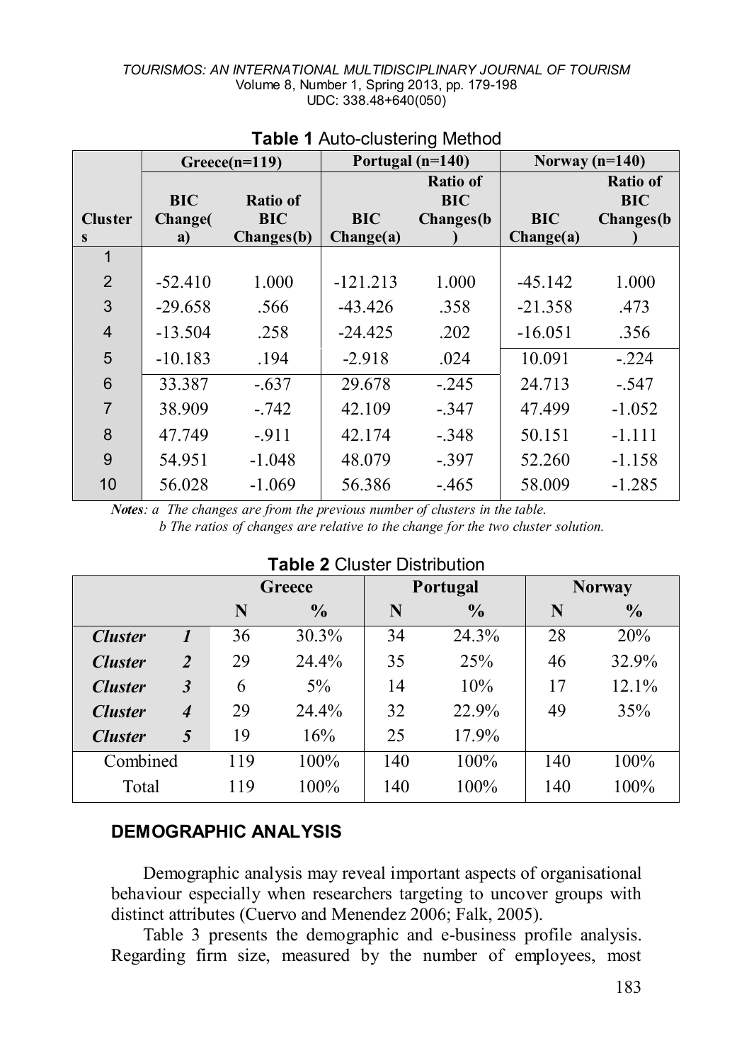**Table 1** Auto-clustering Method

| Clusters | Greece(n=119) | | Portugal (n=140) | | Norway (n=140) | |
|---|---|---|---|---|---|---|
| | BIC Change(a) | Ratio of BIC Changes(b) | BIC Change(a) | Ratio of BIC Changes(b) | BIC Change(a) | Ratio of BIC Changes(b) |
| 1 | | | | | | |
| 2 | -52.410 | 1.000 | -121.213 | 1.000 | -45.142 | 1.000 |
| 3 | -29.658 | .566 | -43.426 | .358 | -21.358 | .473 |
| 4 | -13.504 | .258 | -24.425 | .202 | -16.051 | .356 |
| 5 | -10.183 | .194 | -2.918 | .024 | 10.091 | -.224 |
| 6 | 33.387 | -.637 | 29.678 | -.245 | 24.713 | -.547 |
| 7 | 38.909 | -.742 | 42.109 | -.347 | 47.499 | -1.052 |
| 8 | 47.749 | -.911 | 42.174 | -.348 | 50.151 | -1.111 |
| 9 | 54.951 | -1.048 | 48.079 | -.397 | 52.260 | -1.158 |
| 10 | 56.028 | -1.069 | 56.386 | -.465 | 58.009 | -1.285 |

***Notes**: a The changes are from the previous number of clusters in the table.*
*b The ratios of changes are relative to the change for the two cluster solution.*

**Table 2** Cluster Distribution

| | Greece | | Portugal | | Norway | |
|---|---|---|---|---|---|---|
| | N | % | N | % | N | % |
| ***Cluster 1*** | 36 | 30.3% | 34 | 24.3% | 28 | 20% |
| ***Cluster 2*** | 29 | 24.4% | 35 | 25% | 46 | 32.9% |
| ***Cluster 3*** | 6 | 5% | 14 | 10% | 17 | 12.1% |
| ***Cluster 4*** | 29 | 24.4% | 32 | 22.9% | 49 | 35% |
| ***Cluster 5*** | 19 | 16% | 25 | 17.9% | | |
| Combined | 119 | 100% | 140 | 100% | 140 | 100% |
| Total | 119 | 100% | 140 | 100% | 140 | 100% |

## DEMOGRAPHIC ANALYSIS

Demographic analysis may reveal important aspects of organisational behaviour especially when researchers targeting to uncover groups with distinct attributes (Cuervo and Menendez 2006; Falk, 2005).

Table 3 presents the demographic and e-business profile analysis. Regarding firm size, measured by the number of employees, most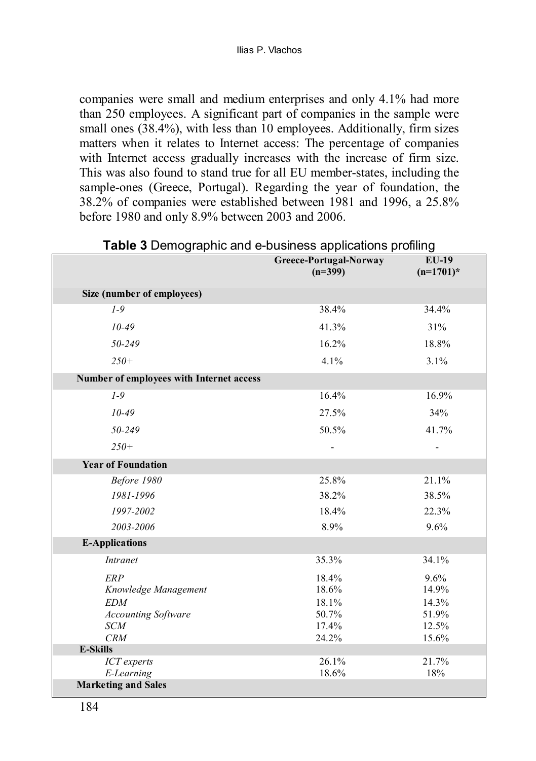companies were small and medium enterprises and only 4.1% had more than 250 employees. A significant part of companies in the sample were small ones (38.4%), with less than 10 employees. Additionally, firm sizes matters when it relates to Internet access: The percentage of companies with Internet access gradually increases with the increase of firm size. This was also found to stand true for all EU member-states, including the sample-ones (Greece, Portugal). Regarding the year of foundation, the 38.2% of companies were established between 1981 and 1996, a 25.8% before 1980 and only 8.9% between 2003 and 2006.

**Table 3** Demographic and e-business applications profiling

| | Greece-Portugal-Norway (n=399) | EU-19 (n=1701)* |
|---|---|---|
| **Size (number of employees)** | | |
| *1-9* | 38.4% | 34.4% |
| *10-49* | 41.3% | 31% |
| *50-249* | 16.2% | 18.8% |
| *250+* | 4.1% | 3.1% |
| **Number of employees with Internet access** | | |
| *1-9* | 16.4% | 16.9% |
| *10-49* | 27.5% | 34% |
| *50-249* | 50.5% | 41.7% |
| *250+* | - | - |
| **Year of Foundation** | | |
| *Before 1980* | 25.8% | 21.1% |
| *1981-1996* | 38.2% | 38.5% |
| *1997-2002* | 18.4% | 22.3% |
| *2003-2006* | 8.9% | 9.6% |
| **E-Applications** | | |
| *Intranet* | 35.3% | 34.1% |
| *ERP* | 18.4% | 9.6% |
| *Knowledge Management* | 18.6% | 14.9% |
| *EDM* | 18.1% | 14.3% |
| *Accounting Software* | 50.7% | 51.9% |
| *SCM* | 17.4% | 12.5% |
| *CRM* | 24.2% | 15.6% |
| **E-Skills** | | |
| *ICT experts* | 26.1% | 21.7% |
| *E-Learning* | 18.6% | 18% |
| **Marketing and Sales** | | |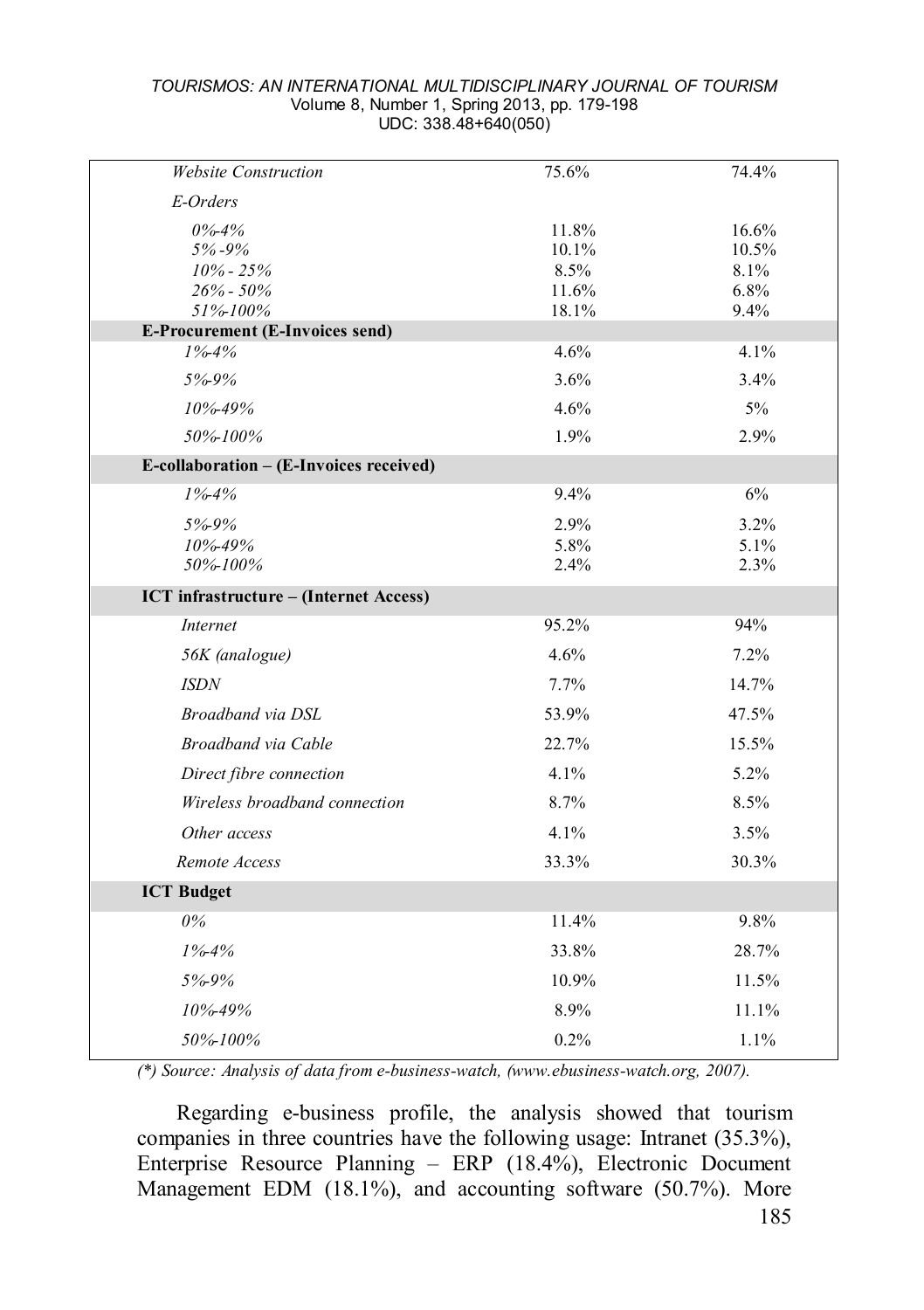| | | |
|---|---|---|
| *Website Construction* | 75.6% | 74.4% |
| *E-Orders* | | |
| *0%-4%* | 11.8% | 16.6% |
| *5% -9%* | 10.1% | 10.5% |
| *10% - 25%* | 8.5% | 8.1% |
| *26% - 50%* | 11.6% | 6.8% |
| *51%-100%* | 18.1% | 9.4% |
| **E-Procurement (E-Invoices send)** | | |
| *1%-4%* | 4.6% | 4.1% |
| *5%-9%* | 3.6% | 3.4% |
| *10%-49%* | 4.6% | 5% |
| *50%-100%* | 1.9% | 2.9% |
| **E-collaboration – (E-Invoices received)** | | |
| *1%-4%* | 9.4% | 6% |
| *5%-9%* | 2.9% | 3.2% |
| *10%-49%* | 5.8% | 5.1% |
| *50%-100%* | 2.4% | 2.3% |
| **ICT infrastructure – (Internet Access)** | | |
| *Internet* | 95.2% | 94% |
| *56K (analogue)* | 4.6% | 7.2% |
| *ISDN* | 7.7% | 14.7% |
| *Broadband via DSL* | 53.9% | 47.5% |
| *Broadband via Cable* | 22.7% | 15.5% |
| *Direct fibre connection* | 4.1% | 5.2% |
| *Wireless broadband connection* | 8.7% | 8.5% |
| *Other access* | 4.1% | 3.5% |
| *Remote Access* | 33.3% | 30.3% |
| **ICT Budget** | | |
| *0%* | 11.4% | 9.8% |
| *1%-4%* | 33.8% | 28.7% |
| *5%-9%* | 10.9% | 11.5% |
| *10%-49%* | 8.9% | 11.1% |
| *50%-100%* | 0.2% | 1.1% |

*(\*) Source: Analysis of data from e-business-watch, (www.ebusiness-watch.org, 2007).*

Regarding e-business profile, the analysis showed that tourism companies in three countries have the following usage: Intranet (35.3%), Enterprise Resource Planning – ERP (18.4%), Electronic Document Management EDM (18.1%), and accounting software (50.7%). More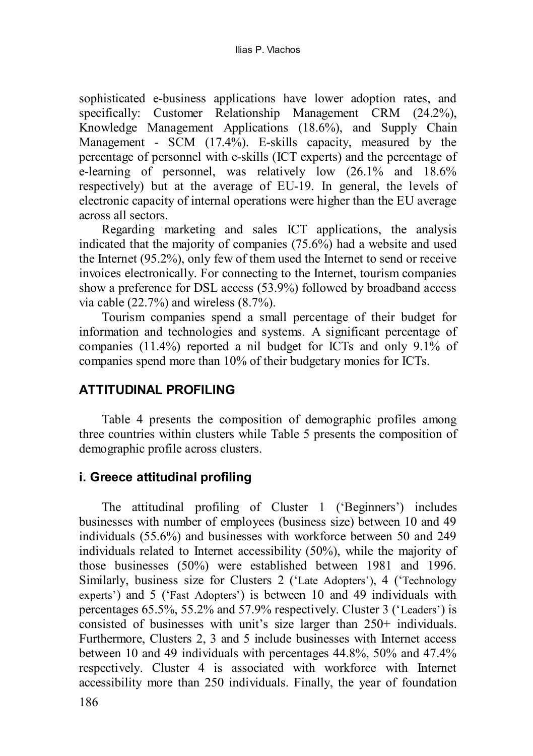sophisticated e-business applications have lower adoption rates, and specifically: Customer Relationship Management CRM (24.2%), Knowledge Management Applications (18.6%), and Supply Chain Management - SCM (17.4%). E-skills capacity, measured by the percentage of personnel with e-skills (ICT experts) and the percentage of e-learning of personnel, was relatively low (26.1% and 18.6% respectively) but at the average of EU-19. In general, the levels of electronic capacity of internal operations were higher than the EU average across all sectors.

Regarding marketing and sales ICT applications, the analysis indicated that the majority of companies (75.6%) had a website and used the Internet (95.2%), only few of them used the Internet to send or receive invoices electronically. For connecting to the Internet, tourism companies show a preference for DSL access (53.9%) followed by broadband access via cable (22.7%) and wireless (8.7%).

Tourism companies spend a small percentage of their budget for information and technologies and systems. A significant percentage of companies (11.4%) reported a nil budget for ICTs and only 9.1% of companies spend more than 10% of their budgetary monies for ICTs.

## ATTITUDINAL PROFILING

Table 4 presents the composition of demographic profiles among three countries within clusters while Table 5 presents the composition of demographic profile across clusters.

### i. Greece attitudinal profiling

The attitudinal profiling of Cluster 1 ('Beginners') includes businesses with number of employees (business size) between 10 and 49 individuals (55.6%) and businesses with workforce between 50 and 249 individuals related to Internet accessibility (50%), while the majority of those businesses (50%) were established between 1981 and 1996. Similarly, business size for Clusters 2 ('Late Adopters'), 4 ('Technology experts') and 5 ('Fast Adopters') is between 10 and 49 individuals with percentages 65.5%, 55.2% and 57.9% respectively. Cluster 3 ('Leaders') is consisted of businesses with unit's size larger than 250+ individuals. Furthermore, Clusters 2, 3 and 5 include businesses with Internet access between 10 and 49 individuals with percentages 44.8%, 50% and 47.4% respectively. Cluster 4 is associated with workforce with Internet accessibility more than 250 individuals. Finally, the year of foundation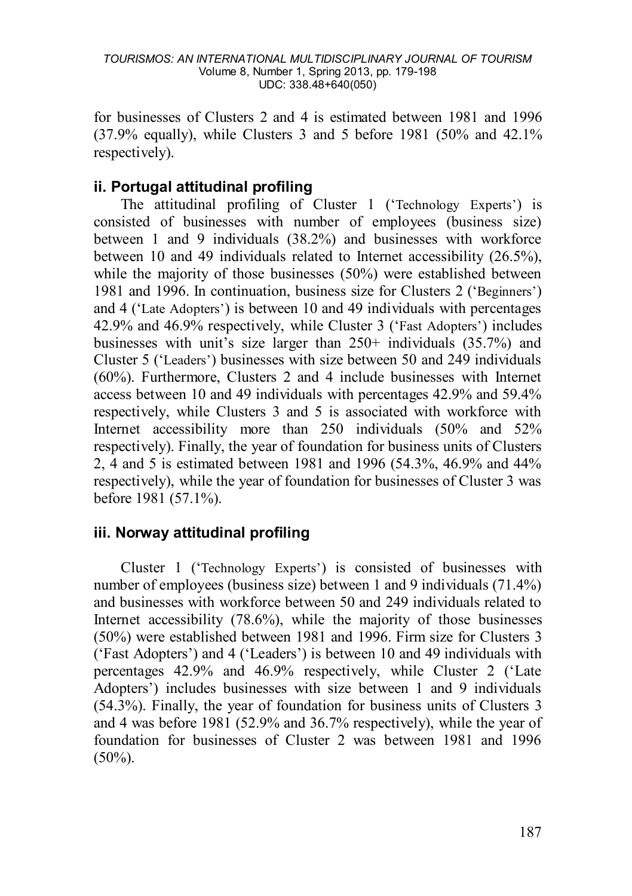for businesses of Clusters 2 and 4 is estimated between 1981 and 1996 (37.9% equally), while Clusters 3 and 5 before 1981 (50% and 42.1% respectively).

### ii. Portugal attitudinal profiling

The attitudinal profiling of Cluster 1 ('Technology Experts') is consisted of businesses with number of employees (business size) between 1 and 9 individuals (38.2%) and businesses with workforce between 10 and 49 individuals related to Internet accessibility (26.5%), while the majority of those businesses (50%) were established between 1981 and 1996. In continuation, business size for Clusters 2 ('Beginners') and 4 ('Late Adopters') is between 10 and 49 individuals with percentages 42.9% and 46.9% respectively, while Cluster 3 ('Fast Adopters') includes businesses with unit's size larger than 250+ individuals (35.7%) and Cluster 5 ('Leaders') businesses with size between 50 and 249 individuals (60%). Furthermore, Clusters 2 and 4 include businesses with Internet access between 10 and 49 individuals with percentages 42.9% and 59.4% respectively, while Clusters 3 and 5 is associated with workforce with Internet accessibility more than 250 individuals (50% and 52% respectively). Finally, the year of foundation for business units of Clusters 2, 4 and 5 is estimated between 1981 and 1996 (54.3%, 46.9% and 44% respectively), while the year of foundation for businesses of Cluster 3 was before 1981 (57.1%).

### iii. Norway attitudinal profiling

Cluster 1 ('Technology Experts') is consisted of businesses with number of employees (business size) between 1 and 9 individuals (71.4%) and businesses with workforce between 50 and 249 individuals related to Internet accessibility (78.6%), while the majority of those businesses (50%) were established between 1981 and 1996. Firm size for Clusters 3 ('Fast Adopters') and 4 ('Leaders') is between 10 and 49 individuals with percentages 42.9% and 46.9% respectively, while Cluster 2 ('Late Adopters') includes businesses with size between 1 and 9 individuals (54.3%). Finally, the year of foundation for business units of Clusters 3 and 4 was before 1981 (52.9% and 36.7% respectively), while the year of foundation for businesses of Cluster 2 was between 1981 and 1996 (50%).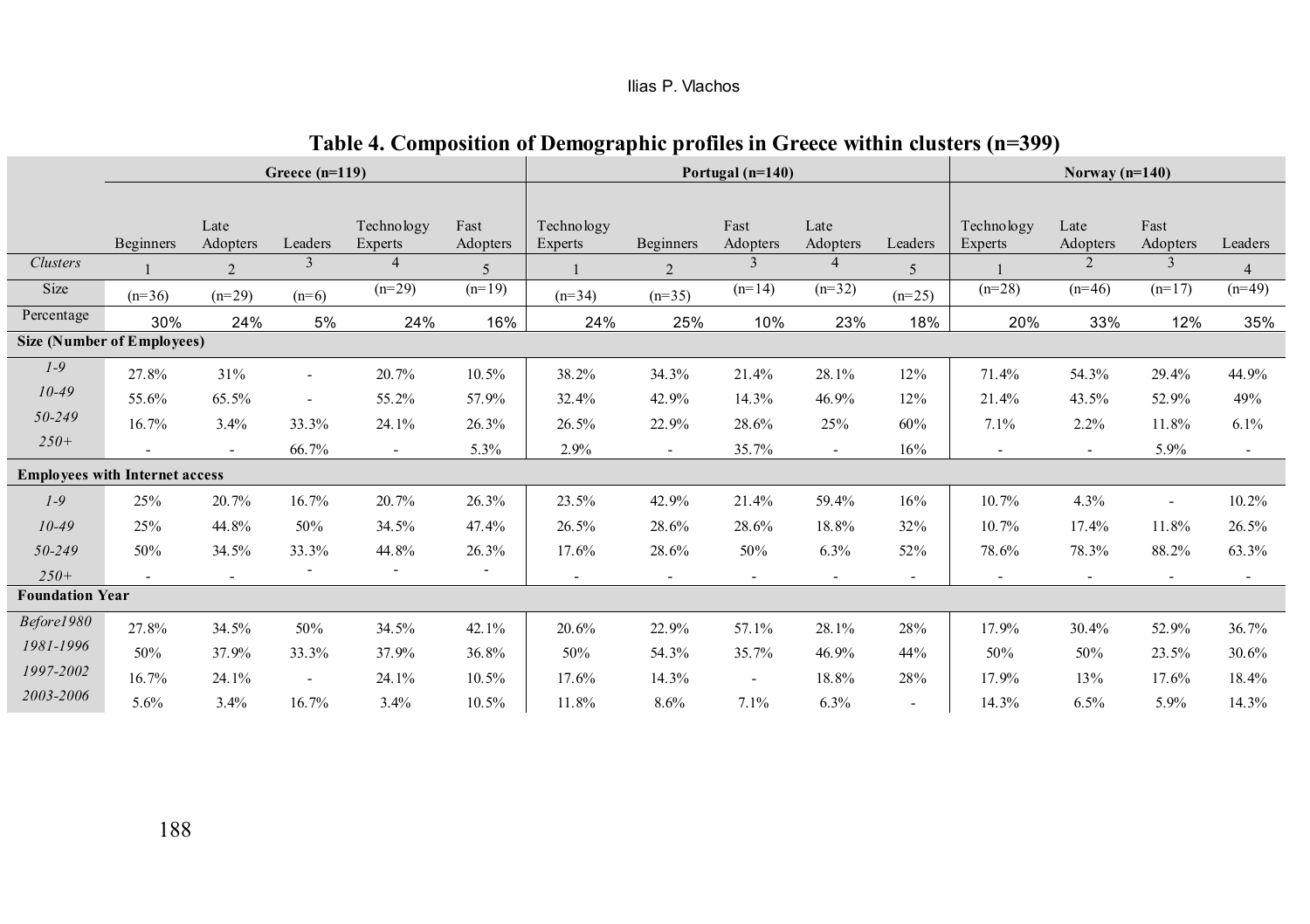**Table 4. Composition of Demographic profiles in Greece within clusters (n=399)**

| | Greece (n=119) | | | | | Portugal (n=140) | | | | | Norway (n=140) | | | |
|---|---|---|---|---|---|---|---|---|---|---|---|---|---|---|
| | Beginners | Late Adopters | Leaders | Technology Experts | Fast Adopters | Technology Experts | Beginners | Fast Adopters | Late Adopters | Leaders | Technology Experts | Late Adopters | Fast Adopters | Leaders |
| *Clusters* | 1 | 2 | 3 | 4 | 5 | 1 | 2 | 3 | 4 | 5 | 1 | 2 | 3 | 4 |
| Size | (n=36) | (n=29) | (n=6) | (n=29) | (n=19) | (n=34) | (n=35) | (n=14) | (n=32) | (n=25) | (n=28) | (n=46) | (n=17) | (n=49) |
| Percentage | 30% | 24% | 5% | 24% | 16% | 24% | 25% | 10% | 23% | 18% | 20% | 33% | 12% | 35% |
| **Size (Number of Employees)** | | | | | | | | | | | | | | |
| *1-9* | 27.8% | 31% | - | 20.7% | 10.5% | 38.2% | 34.3% | 21.4% | 28.1% | 12% | 71.4% | 54.3% | 29.4% | 44.9% |
| *10-49* | 55.6% | 65.5% | - | 55.2% | 57.9% | 32.4% | 42.9% | 14.3% | 46.9% | 12% | 21.4% | 43.5% | 52.9% | 49% |
| *50-249* | 16.7% | 3.4% | 33.3% | 24.1% | 26.3% | 26.5% | 22.9% | 28.6% | 25% | 60% | 7.1% | 2.2% | 11.8% | 6.1% |
| *250+* | - | - | 66.7% | - | 5.3% | 2.9% | - | 35.7% | - | 16% | - | - | 5.9% | - |
| **Employees with Internet access** | | | | | | | | | | | | | | |
| *1-9* | 25% | 20.7% | 16.7% | 20.7% | 26.3% | 23.5% | 42.9% | 21.4% | 59.4% | 16% | 10.7% | 4.3% | - | 10.2% |
| *10-49* | 25% | 44.8% | 50% | 34.5% | 47.4% | 26.5% | 28.6% | 28.6% | 18.8% | 32% | 10.7% | 17.4% | 11.8% | 26.5% |
| *50-249* | 50% | 34.5% | 33.3% | 44.8% | 26.3% | 17.6% | 28.6% | 50% | 6.3% | 52% | 78.6% | 78.3% | 88.2% | 63.3% |
| *250+* | - | - | - | - | - | - | - | - | - | - | - | - | - | - |
| **Foundation Year** | | | | | | | | | | | | | | |
| *Before1980* | 27.8% | 34.5% | 50% | 34.5% | 42.1% | 20.6% | 22.9% | 57.1% | 28.1% | 28% | 17.9% | 30.4% | 52.9% | 36.7% |
| *1981-1996* | 50% | 37.9% | 33.3% | 37.9% | 36.8% | 50% | 54.3% | 35.7% | 46.9% | 44% | 50% | 50% | 23.5% | 30.6% |
| *1997-2002* | 16.7% | 24.1% | - | 24.1% | 10.5% | 17.6% | 14.3% | - | 18.8% | 28% | 17.9% | 13% | 17.6% | 18.4% |
| *2003-2006* | 5.6% | 3.4% | 16.7% | 3.4% | 10.5% | 11.8% | 8.6% | 7.1% | 6.3% | - | 14.3% | 6.5% | 5.9% | 14.3% |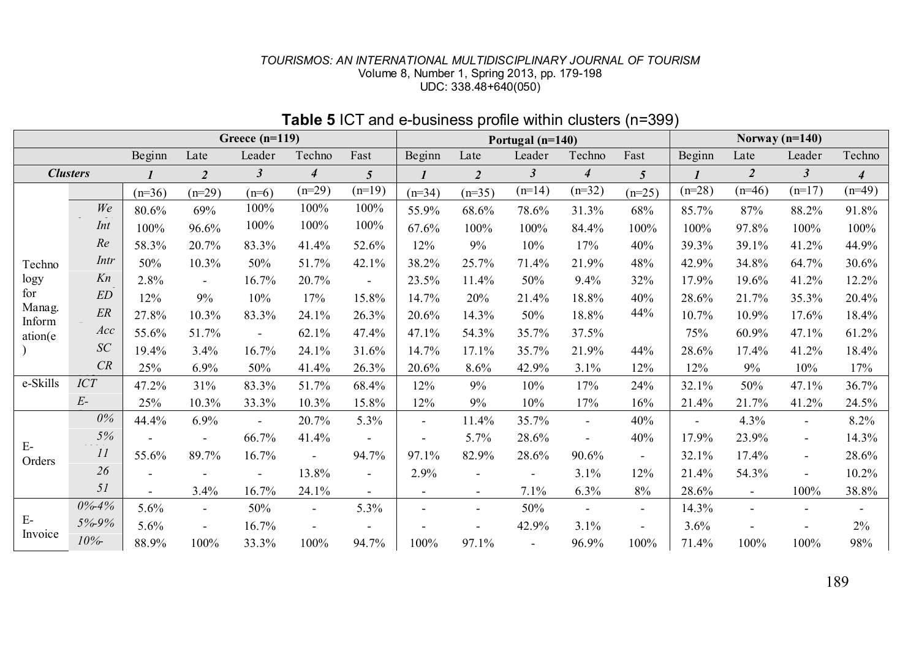**Table 5** ICT and e-business profile within clusters (n=399)

| | | Greece (n=119) | | | | | Portugal (n=140) | | | | | Norway (n=140) | | | |
|---|---|---|---|---|---|---|---|---|---|---|---|---|---|---|---|
| | | Beginn | Late | Leader | Techno | Fast | Beginn | Late | Leader | Techno | Fast | Beginn | Late | Leader | Techno |
| ***Clusters*** | | ***1*** | ***2*** | ***3*** | ***4*** | ***5*** | ***1*** | ***2*** | ***3*** | ***4*** | ***5*** | ***1*** | ***2*** | ***3*** | ***4*** |
| | | (n=36) | (n=29) | (n=6) | (n=29) | (n=19) | (n=34) | (n=35) | (n=14) | (n=32) | (n=25) | (n=28) | (n=46) | (n=17) | (n=49) |
| Technology for Manag. Information(e) | *We* | 80.6% | 69% | 100% | 100% | 100% | 55.9% | 68.6% | 78.6% | 31.3% | 68% | 85.7% | 87% | 88.2% | 91.8% |
| | *Int* | 100% | 96.6% | 100% | 100% | 100% | 67.6% | 100% | 100% | 84.4% | 100% | 100% | 97.8% | 100% | 100% |
| | *Re* | 58.3% | 20.7% | 83.3% | 41.4% | 52.6% | 12% | 9% | 10% | 17% | 40% | 39.3% | 39.1% | 41.2% | 44.9% |
| | *Intr* | 50% | 10.3% | 50% | 51.7% | 42.1% | 38.2% | 25.7% | 71.4% | 21.9% | 48% | 42.9% | 34.8% | 64.7% | 30.6% |
| | *Kn* | 2.8% | - | 16.7% | 20.7% | - | 23.5% | 11.4% | 50% | 9.4% | 32% | 17.9% | 19.6% | 41.2% | 12.2% |
| | *ED* | 12% | 9% | 10% | 17% | 15.8% | 14.7% | 20% | 21.4% | 18.8% | 40% | 28.6% | 21.7% | 35.3% | 20.4% |
| | *ER* | 27.8% | 10.3% | 83.3% | 24.1% | 26.3% | 20.6% | 14.3% | 50% | 18.8% | 44% | 10.7% | 10.9% | 17.6% | 18.4% |
| | *Acc* | 55.6% | 51.7% | - | 62.1% | 47.4% | 47.1% | 54.3% | 35.7% | 37.5% | | 75% | 60.9% | 47.1% | 61.2% |
| | *SC* | 19.4% | 3.4% | 16.7% | 24.1% | 31.6% | 14.7% | 17.1% | 35.7% | 21.9% | 44% | 28.6% | 17.4% | 41.2% | 18.4% |
| | *CR* | 25% | 6.9% | 50% | 41.4% | 26.3% | 20.6% | 8.6% | 42.9% | 3.1% | 12% | 12% | 9% | 10% | 17% |
| e-Skills | *ICT* | 47.2% | 31% | 83.3% | 51.7% | 68.4% | 12% | 9% | 10% | 17% | 24% | 32.1% | 50% | 47.1% | 36.7% |
| | *E-* | 25% | 10.3% | 33.3% | 10.3% | 15.8% | 12% | 9% | 10% | 17% | 16% | 21.4% | 21.7% | 41.2% | 24.5% |
| E-Orders | *0%* | 44.4% | 6.9% | - | 20.7% | 5.3% | - | 11.4% | 35.7% | - | 40% | - | 4.3% | - | 8.2% |
| | *5%* | - | - | 66.7% | 41.4% | - | - | 5.7% | 28.6% | - | 40% | 17.9% | 23.9% | - | 14.3% |
| | *11* | 55.6% | 89.7% | 16.7% | - | 94.7% | 97.1% | 82.9% | 28.6% | 90.6% | - | 32.1% | 17.4% | - | 28.6% |
| | *26* | - | - | - | 13.8% | - | 2.9% | - | - | 3.1% | 12% | 21.4% | 54.3% | - | 10.2% |
| | *51* | - | 3.4% | 16.7% | 24.1% | - | - | - | 7.1% | 6.3% | 8% | 28.6% | - | 100% | 38.8% |
| E-Invoice | *0%-4%* | 5.6% | - | 50% | - | 5.3% | - | - | 50% | - | - | 14.3% | - | - | - |
| | *5%-9%* | 5.6% | - | 16.7% | - | - | - | - | 42.9% | 3.1% | - | 3.6% | - | - | 2% |
| | *10%-* | 88.9% | 100% | 33.3% | 100% | 94.7% | 100% | 97.1% | - | 96.9% | 100% | 71.4% | 100% | 100% | 98% |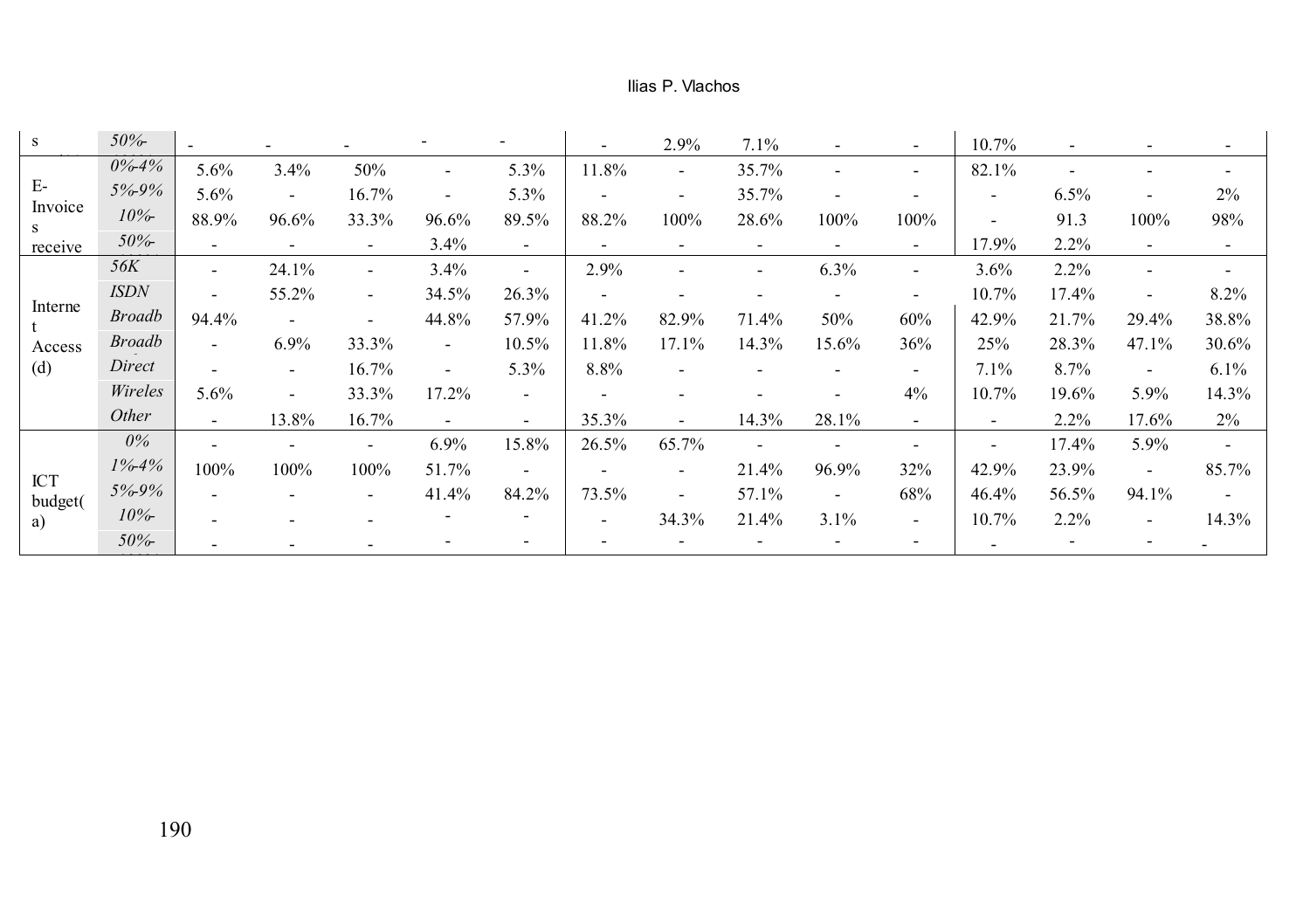| | | | | | | | | | | | | | | | |
|---|---|---|---|---|---|---|---|---|---|---|---|---|---|---|---|
| s | 50%- | - | - | - | - | - | - | 2.9% | 7.1% | - | - | 10.7% | - | - | - |
| E-Invoices receive | 0%-4% | 5.6% | 3.4% | 50% | - | 5.3% | 11.8% | - | 35.7% | - | - | 82.1% | - | - | - |
| | 5%-9% | 5.6% | - | 16.7% | - | 5.3% | - | - | 35.7% | - | - | - | 6.5% | - | 2% |
| | 10%- | 88.9% | 96.6% | 33.3% | 96.6% | 89.5% | 88.2% | 100% | 28.6% | 100% | 100% | - | 91.3 | 100% | 98% |
| | 50%- | - | - | - | 3.4% | - | - | - | - | - | - | 17.9% | 2.2% | - | - |
| Internet Access (d) | 56K | - | 24.1% | - | 3.4% | - | 2.9% | - | - | 6.3% | - | 3.6% | 2.2% | - | - |
| | ISDN | - | 55.2% | - | 34.5% | 26.3% | - | - | - | - | - | 10.7% | 17.4% | - | 8.2% |
| | Broadb | 94.4% | - | - | 44.8% | 57.9% | 41.2% | 82.9% | 71.4% | 50% | 60% | 42.9% | 21.7% | 29.4% | 38.8% |
| | Broadb | - | 6.9% | 33.3% | - | 10.5% | 11.8% | 17.1% | 14.3% | 15.6% | 36% | 25% | 28.3% | 47.1% | 30.6% |
| | Direct | - | - | 16.7% | - | 5.3% | 8.8% | - | - | - | - | 7.1% | 8.7% | - | 6.1% |
| | Wireles | 5.6% | - | 33.3% | 17.2% | - | - | - | - | - | 4% | 10.7% | 19.6% | 5.9% | 14.3% |
| | Other | - | 13.8% | 16.7% | - | - | 35.3% | - | 14.3% | 28.1% | - | - | 2.2% | 17.6% | 2% |
| ICT budget(a) | 0% | - | - | - | 6.9% | 15.8% | 26.5% | 65.7% | - | - | - | - | 17.4% | 5.9% | - |
| | 1%-4% | 100% | 100% | 100% | 51.7% | - | - | - | 21.4% | 96.9% | 32% | 42.9% | 23.9% | - | 85.7% |
| | 5%-9% | - | - | - | 41.4% | 84.2% | 73.5% | - | 57.1% | - | 68% | 46.4% | 56.5% | 94.1% | - |
| | 10%- | - | - | - | - | - | - | 34.3% | 21.4% | 3.1% | - | 10.7% | 2.2% | - | 14.3% |
| | 50%- | - | - | - | - | - | - | - | - | - | - | - | - | - | - |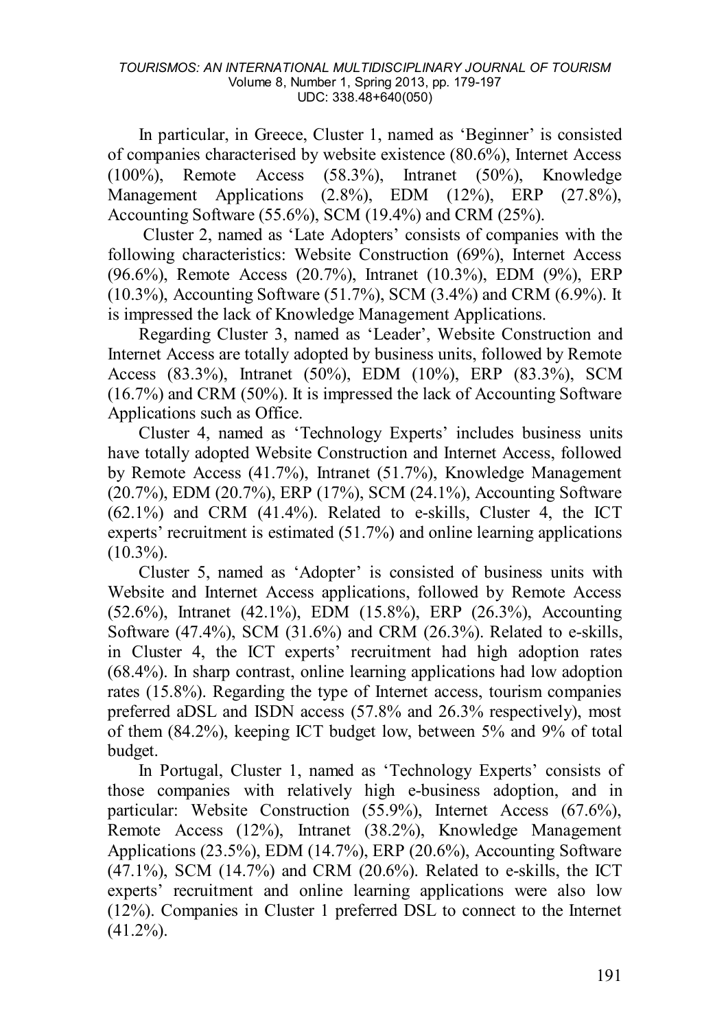In particular, in Greece, Cluster 1, named as 'Beginner' is consisted of companies characterised by website existence (80.6%), Internet Access (100%), Remote Access (58.3%), Intranet (50%), Knowledge Management Applications (2.8%), EDM (12%), ERP (27.8%), Accounting Software (55.6%), SCM (19.4%) and CRM (25%).

Cluster 2, named as 'Late Adopters' consists of companies with the following characteristics: Website Construction (69%), Internet Access (96.6%), Remote Access (20.7%), Intranet (10.3%), EDM (9%), ERP (10.3%), Accounting Software (51.7%), SCM (3.4%) and CRM (6.9%). It is impressed the lack of Knowledge Management Applications.

Regarding Cluster 3, named as 'Leader', Website Construction and Internet Access are totally adopted by business units, followed by Remote Access (83.3%), Intranet (50%), EDM (10%), ERP (83.3%), SCM (16.7%) and CRM (50%). It is impressed the lack of Accounting Software Applications such as Office.

Cluster 4, named as 'Technology Experts' includes business units have totally adopted Website Construction and Internet Access, followed by Remote Access (41.7%), Intranet (51.7%), Knowledge Management (20.7%), EDM (20.7%), ERP (17%), SCM (24.1%), Accounting Software (62.1%) and CRM (41.4%). Related to e-skills, Cluster 4, the ICT experts' recruitment is estimated (51.7%) and online learning applications (10.3%).

Cluster 5, named as 'Adopter' is consisted of business units with Website and Internet Access applications, followed by Remote Access (52.6%), Intranet (42.1%), EDM (15.8%), ERP (26.3%), Accounting Software (47.4%), SCM (31.6%) and CRM (26.3%). Related to e-skills, in Cluster 4, the ICT experts' recruitment had high adoption rates (68.4%). In sharp contrast, online learning applications had low adoption rates (15.8%). Regarding the type of Internet access, tourism companies preferred aDSL and ISDN access (57.8% and 26.3% respectively), most of them (84.2%), keeping ICT budget low, between 5% and 9% of total budget.

In Portugal, Cluster 1, named as 'Technology Experts' consists of those companies with relatively high e-business adoption, and in particular: Website Construction (55.9%), Internet Access (67.6%), Remote Access (12%), Intranet (38.2%), Knowledge Management Applications (23.5%), EDM (14.7%), ERP (20.6%), Accounting Software (47.1%), SCM (14.7%) and CRM (20.6%). Related to e-skills, the ICT experts' recruitment and online learning applications were also low (12%). Companies in Cluster 1 preferred DSL to connect to the Internet (41.2%).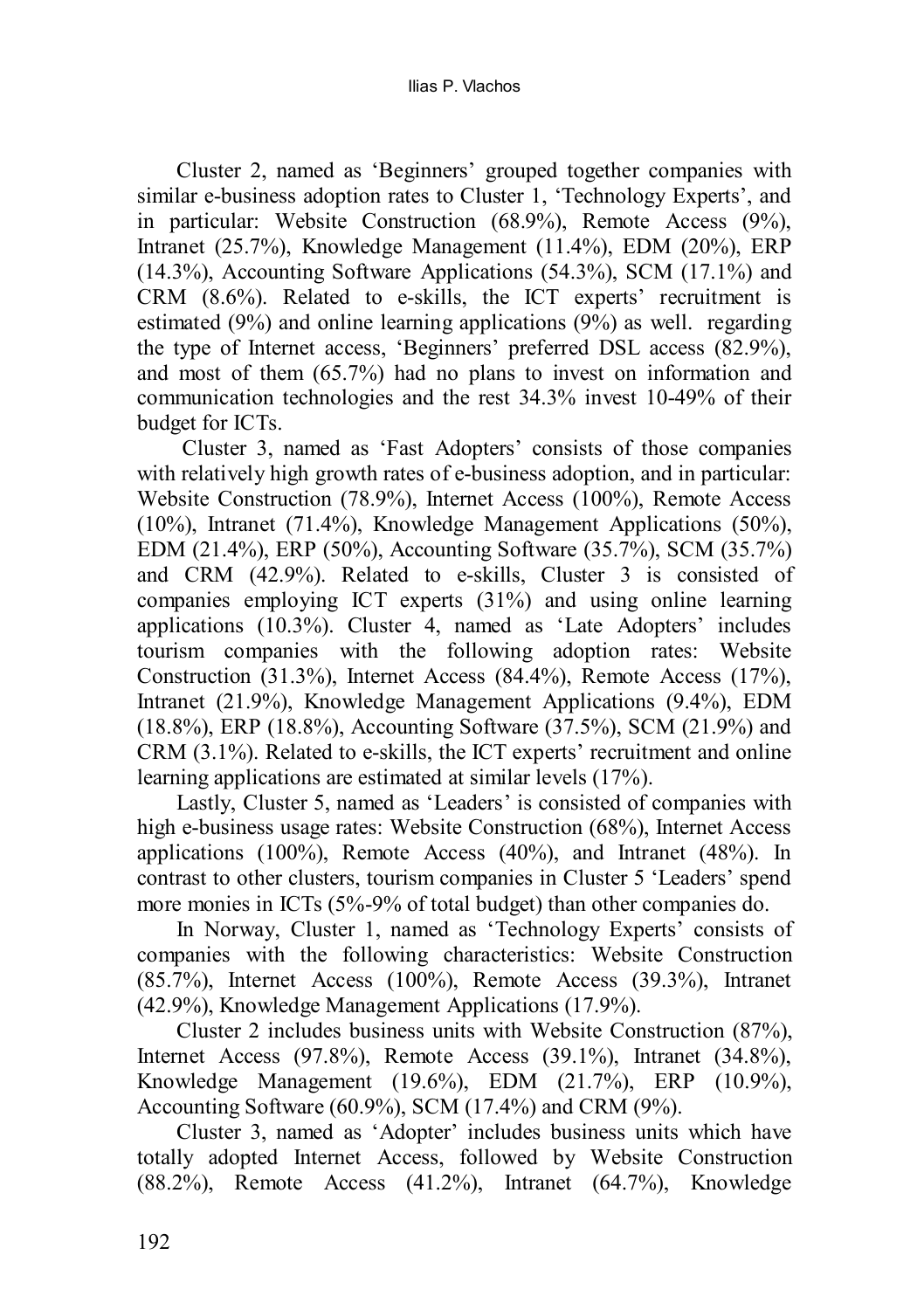Cluster 2, named as 'Beginners' grouped together companies with similar e-business adoption rates to Cluster 1, 'Technology Experts', and in particular: Website Construction (68.9%), Remote Access (9%), Intranet (25.7%), Knowledge Management (11.4%), EDM (20%), ERP (14.3%), Accounting Software Applications (54.3%), SCM (17.1%) and CRM (8.6%). Related to e-skills, the ICT experts' recruitment is estimated (9%) and online learning applications (9%) as well. regarding the type of Internet access, 'Beginners' preferred DSL access (82.9%), and most of them (65.7%) had no plans to invest on information and communication technologies and the rest 34.3% invest 10-49% of their budget for ICTs.

Cluster 3, named as 'Fast Adopters' consists of those companies with relatively high growth rates of e-business adoption, and in particular: Website Construction (78.9%), Internet Access (100%), Remote Access (10%), Intranet (71.4%), Knowledge Management Applications (50%), EDM (21.4%), ERP (50%), Accounting Software (35.7%), SCM (35.7%) and CRM (42.9%). Related to e-skills, Cluster 3 is consisted of companies employing ICT experts (31%) and using online learning applications (10.3%). Cluster 4, named as 'Late Adopters' includes tourism companies with the following adoption rates: Website Construction (31.3%), Internet Access (84.4%), Remote Access (17%), Intranet (21.9%), Knowledge Management Applications (9.4%), EDM (18.8%), ERP (18.8%), Accounting Software (37.5%), SCM (21.9%) and CRM (3.1%). Related to e-skills, the ICT experts' recruitment and online learning applications are estimated at similar levels (17%).

Lastly, Cluster 5, named as 'Leaders' is consisted of companies with high e-business usage rates: Website Construction (68%), Internet Access applications (100%), Remote Access (40%), and Intranet (48%). In contrast to other clusters, tourism companies in Cluster 5 'Leaders' spend more monies in ICTs (5%-9% of total budget) than other companies do.

In Norway, Cluster 1, named as 'Technology Experts' consists of companies with the following characteristics: Website Construction (85.7%), Internet Access (100%), Remote Access (39.3%), Intranet (42.9%), Knowledge Management Applications (17.9%).

Cluster 2 includes business units with Website Construction (87%), Internet Access (97.8%), Remote Access (39.1%), Intranet (34.8%), Knowledge Management (19.6%), EDM (21.7%), ERP (10.9%), Accounting Software (60.9%), SCM (17.4%) and CRM (9%).

Cluster 3, named as 'Adopter' includes business units which have totally adopted Internet Access, followed by Website Construction (88.2%), Remote Access (41.2%), Intranet (64.7%), Knowledge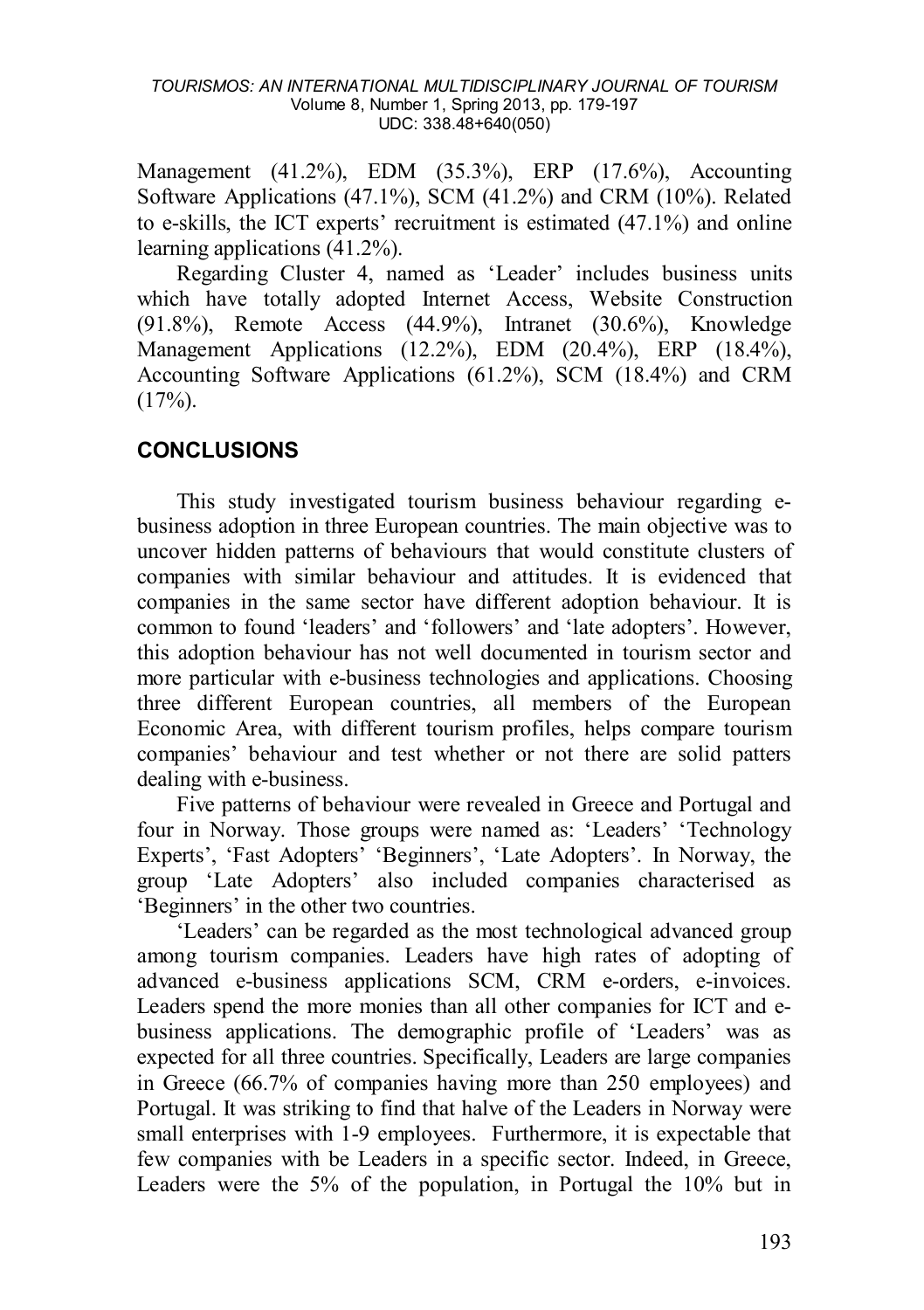Management (41.2%), EDM (35.3%), ERP (17.6%), Accounting Software Applications (47.1%), SCM (41.2%) and CRM (10%). Related to e-skills, the ICT experts' recruitment is estimated (47.1%) and online learning applications (41.2%).

Regarding Cluster 4, named as 'Leader' includes business units which have totally adopted Internet Access, Website Construction (91.8%), Remote Access (44.9%), Intranet (30.6%), Knowledge Management Applications (12.2%), EDM (20.4%), ERP (18.4%), Accounting Software Applications (61.2%), SCM (18.4%) and CRM (17%).

## CONCLUSIONS

This study investigated tourism business behaviour regarding e-business adoption in three European countries. The main objective was to uncover hidden patterns of behaviours that would constitute clusters of companies with similar behaviour and attitudes. It is evidenced that companies in the same sector have different adoption behaviour. It is common to found 'leaders' and 'followers' and 'late adopters'. However, this adoption behaviour has not well documented in tourism sector and more particular with e-business technologies and applications. Choosing three different European countries, all members of the European Economic Area, with different tourism profiles, helps compare tourism companies' behaviour and test whether or not there are solid patters dealing with e-business.

Five patterns of behaviour were revealed in Greece and Portugal and four in Norway. Those groups were named as: 'Leaders' 'Technology Experts', 'Fast Adopters' 'Beginners', 'Late Adopters'. In Norway, the group 'Late Adopters' also included companies characterised as 'Beginners' in the other two countries.

'Leaders' can be regarded as the most technological advanced group among tourism companies. Leaders have high rates of adopting of advanced e-business applications SCM, CRM e-orders, e-invoices. Leaders spend the more monies than all other companies for ICT and e-business applications. The demographic profile of 'Leaders' was as expected for all three countries. Specifically, Leaders are large companies in Greece (66.7% of companies having more than 250 employees) and Portugal. It was striking to find that halve of the Leaders in Norway were small enterprises with 1-9 employees. Furthermore, it is expectable that few companies with be Leaders in a specific sector. Indeed, in Greece, Leaders were the 5% of the population, in Portugal the 10% but in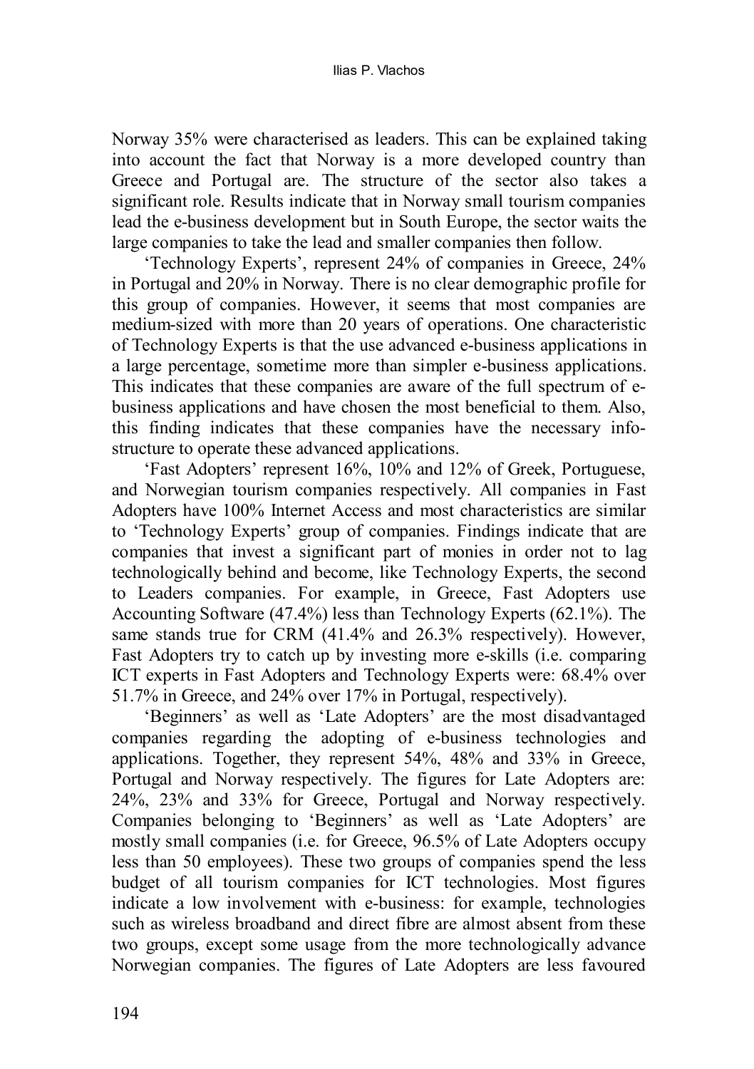Norway 35% were characterised as leaders. This can be explained taking into account the fact that Norway is a more developed country than Greece and Portugal are. The structure of the sector also takes a significant role. Results indicate that in Norway small tourism companies lead the e-business development but in South Europe, the sector waits the large companies to take the lead and smaller companies then follow.

'Technology Experts', represent 24% of companies in Greece, 24% in Portugal and 20% in Norway. There is no clear demographic profile for this group of companies. However, it seems that most companies are medium-sized with more than 20 years of operations. One characteristic of Technology Experts is that the use advanced e-business applications in a large percentage, sometime more than simpler e-business applications. This indicates that these companies are aware of the full spectrum of e-business applications and have chosen the most beneficial to them. Also, this finding indicates that these companies have the necessary info-structure to operate these advanced applications.

'Fast Adopters' represent 16%, 10% and 12% of Greek, Portuguese, and Norwegian tourism companies respectively. All companies in Fast Adopters have 100% Internet Access and most characteristics are similar to 'Technology Experts' group of companies. Findings indicate that are companies that invest a significant part of monies in order not to lag technologically behind and become, like Technology Experts, the second to Leaders companies. For example, in Greece, Fast Adopters use Accounting Software (47.4%) less than Technology Experts (62.1%). The same stands true for CRM (41.4% and 26.3% respectively). However, Fast Adopters try to catch up by investing more e-skills (i.e. comparing ICT experts in Fast Adopters and Technology Experts were: 68.4% over 51.7% in Greece, and 24% over 17% in Portugal, respectively).

'Beginners' as well as 'Late Adopters' are the most disadvantaged companies regarding the adopting of e-business technologies and applications. Together, they represent 54%, 48% and 33% in Greece, Portugal and Norway respectively. The figures for Late Adopters are: 24%, 23% and 33% for Greece, Portugal and Norway respectively. Companies belonging to 'Beginners' as well as 'Late Adopters' are mostly small companies (i.e. for Greece, 96.5% of Late Adopters occupy less than 50 employees). These two groups of companies spend the less budget of all tourism companies for ICT technologies. Most figures indicate a low involvement with e-business: for example, technologies such as wireless broadband and direct fibre are almost absent from these two groups, except some usage from the more technologically advance Norwegian companies. The figures of Late Adopters are less favoured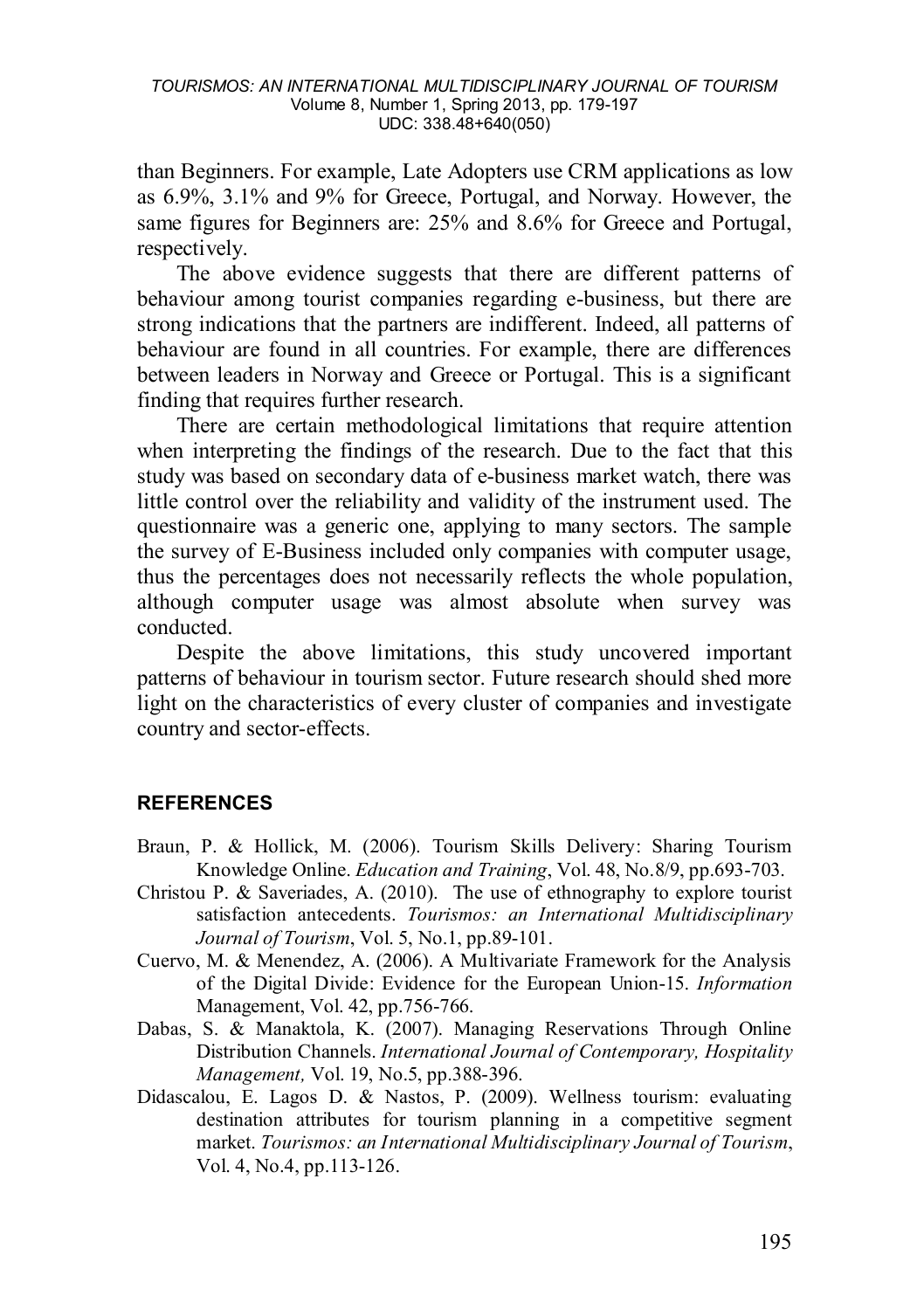than Beginners. For example, Late Adopters use CRM applications as low as 6.9%, 3.1% and 9% for Greece, Portugal, and Norway. However, the same figures for Beginners are: 25% and 8.6% for Greece and Portugal, respectively.

The above evidence suggests that there are different patterns of behaviour among tourist companies regarding e-business, but there are strong indications that the partners are indifferent. Indeed, all patterns of behaviour are found in all countries. For example, there are differences between leaders in Norway and Greece or Portugal. This is a significant finding that requires further research.

There are certain methodological limitations that require attention when interpreting the findings of the research. Due to the fact that this study was based on secondary data of e-business market watch, there was little control over the reliability and validity of the instrument used. The questionnaire was a generic one, applying to many sectors. The sample the survey of E-Business included only companies with computer usage, thus the percentages does not necessarily reflects the whole population, although computer usage was almost absolute when survey was conducted.

Despite the above limitations, this study uncovered important patterns of behaviour in tourism sector. Future research should shed more light on the characteristics of every cluster of companies and investigate country and sector-effects.

## REFERENCES

Braun, P. & Hollick, M. (2006). Tourism Skills Delivery: Sharing Tourism Knowledge Online. *Education and Training*, Vol. 48, No.8/9, pp.693-703.

Christou P. & Saveriades, A. (2010). The use of ethnography to explore tourist satisfaction antecedents. *Tourismos: an International Multidisciplinary Journal of Tourism*, Vol. 5, No.1, pp.89-101.

Cuervo, M. & Menendez, A. (2006). A Multivariate Framework for the Analysis of the Digital Divide: Evidence for the European Union-15. *Information* Management, Vol. 42, pp.756-766.

Dabas, S. & Manaktola, K. (2007). Managing Reservations Through Online Distribution Channels. *International Journal of Contemporary, Hospitality Management,* Vol. 19, No.5, pp.388-396.

Didascalou, E. Lagos D. & Nastos, P. (2009). Wellness tourism: evaluating destination attributes for tourism planning in a competitive segment market. *Tourismos: an International Multidisciplinary Journal of Tourism*, Vol. 4, No.4, pp.113-126.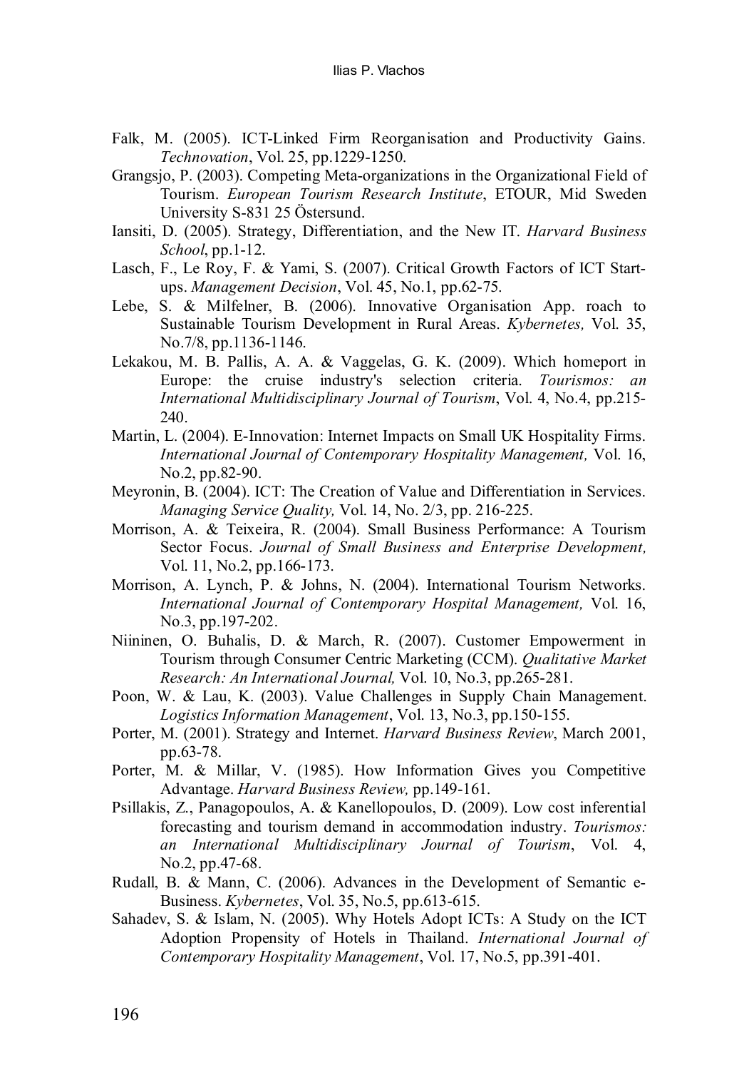Falk, M. (2005). ICT-Linked Firm Reorganisation and Productivity Gains. *Technovation*, Vol. 25, pp.1229-1250.

Grangsjo, P. (2003). Competing Meta-organizations in the Organizational Field of Tourism. *European Tourism Research Institute*, ETOUR, Mid Sweden University S-831 25 Östersund.

Iansiti, D. (2005). Strategy, Differentiation, and the New IT. *Harvard Business School*, pp.1-12.

Lasch, F., Le Roy, F. & Yami, S. (2007). Critical Growth Factors of ICT Start-ups. *Management Decision*, Vol. 45, No.1, pp.62-75.

Lebe, S. & Milfelner, B. (2006). Innovative Organisation App. roach to Sustainable Tourism Development in Rural Areas. *Kybernetes,* Vol. 35, No.7/8, pp.1136-1146.

Lekakou, M. B. Pallis, A. A. & Vaggelas, G. K. (2009). Which homeport in Europe: the cruise industry's selection criteria. *Tourismos: an International Multidisciplinary Journal of Tourism*, Vol. 4, No.4, pp.215-240.

Martin, L. (2004). E-Innovation: Internet Impacts on Small UK Hospitality Firms. *International Journal of Contemporary Hospitality Management,* Vol. 16, No.2, pp.82-90.

Meyronin, B. (2004). ICT: The Creation of Value and Differentiation in Services. *Managing Service Quality,* Vol. 14, No. 2/3, pp. 216-225.

Morrison, A. & Teixeira, R. (2004). Small Business Performance: A Tourism Sector Focus. *Journal of Small Business and Enterprise Development,* Vol. 11, No.2, pp.166-173.

Morrison, A. Lynch, P. & Johns, N. (2004). International Tourism Networks. *International Journal of Contemporary Hospital Management,* Vol. 16, No.3, pp.197-202.

Niininen, O. Buhalis, D. & March, R. (2007). Customer Empowerment in Tourism through Consumer Centric Marketing (CCM). *Qualitative Market Research: An International Journal,* Vol. 10, No.3, pp.265-281.

Poon, W. & Lau, K. (2003). Value Challenges in Supply Chain Management. *Logistics Information Management*, Vol. 13, No.3, pp.150-155.

Porter, M. (2001). Strategy and Internet. *Harvard Business Review*, March 2001, pp.63-78.

Porter, M. & Millar, V. (1985). How Information Gives you Competitive Advantage. *Harvard Business Review,* pp.149-161.

Psillakis, Z., Panagopoulos, A. & Kanellopoulos, D. (2009). Low cost inferential forecasting and tourism demand in accommodation industry. *Tourismos: an International Multidisciplinary Journal of Tourism*, Vol. 4, No.2, pp.47-68.

Rudall, B. & Mann, C. (2006). Advances in the Development of Semantic e-Business. *Kybernetes*, Vol. 35, No.5, pp.613-615.

Sahadev, S. & Islam, N. (2005). Why Hotels Adopt ICTs: A Study on the ICT Adoption Propensity of Hotels in Thailand. *International Journal of Contemporary Hospitality Management*, Vol. 17, No.5, pp.391-401.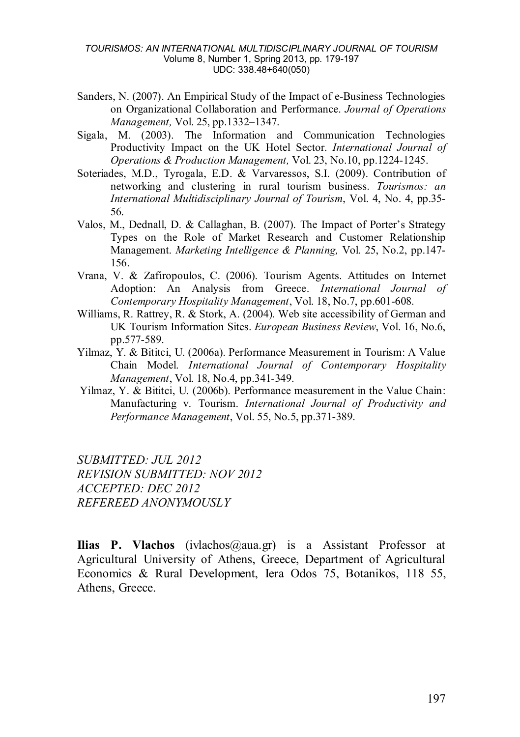Sanders, N. (2007). An Empirical Study of the Impact of e-Business Technologies on Organizational Collaboration and Performance. *Journal of Operations Management,* Vol. 25, pp.1332–1347.

Sigala, M. (2003). The Information and Communication Technologies Productivity Impact on the UK Hotel Sector. *International Journal of Operations & Production Management,* Vol. 23, No.10, pp.1224-1245.

Soteriades, M.D., Tyrogala, E.D. & Varvaressos, S.I. (2009). Contribution of networking and clustering in rural tourism business. *Tourismos: an International Multidisciplinary Journal of Tourism*, Vol. 4, No. 4, pp.35-56.

Valos, M., Dednall, D. & Callaghan, B. (2007). The Impact of Porter's Strategy Types on the Role of Market Research and Customer Relationship Management. *Marketing Intelligence & Planning,* Vol. 25, No.2, pp.147-156.

Vrana, V. & Zafiropoulos, C. (2006). Tourism Agents. Attitudes on Internet Adoption: An Analysis from Greece. *International Journal of Contemporary Hospitality Management*, Vol. 18, No.7, pp.601-608.

Williams, R. Rattrey, R. & Stork, A. (2004). Web site accessibility of German and UK Tourism Information Sites. *European Business Review*, Vol. 16, No.6, pp.577-589.

Yilmaz, Y. & Bititci, U. (2006a). Performance Measurement in Tourism: A Value Chain Model. *International Journal of Contemporary Hospitality Management*, Vol. 18, No.4, pp.341-349.

Yilmaz, Y. & Bititci, U. (2006b). Performance measurement in the Value Chain: Manufacturing v. Tourism. *International Journal of Productivity and Performance Management*, Vol. 55, No.5, pp.371-389.

*SUBMITTED: JUL 2012*
*REVISION SUBMITTED: NOV 2012*
*ACCEPTED: DEC 2012*
*REFEREED ANONYMOUSLY*

**Ilias P. Vlachos** (ivlachos@aua.gr) is a Assistant Professor at Agricultural University of Athens, Greece, Department of Agricultural Economics & Rural Development, Iera Odos 75, Botanikos, 118 55, Athens, Greece.